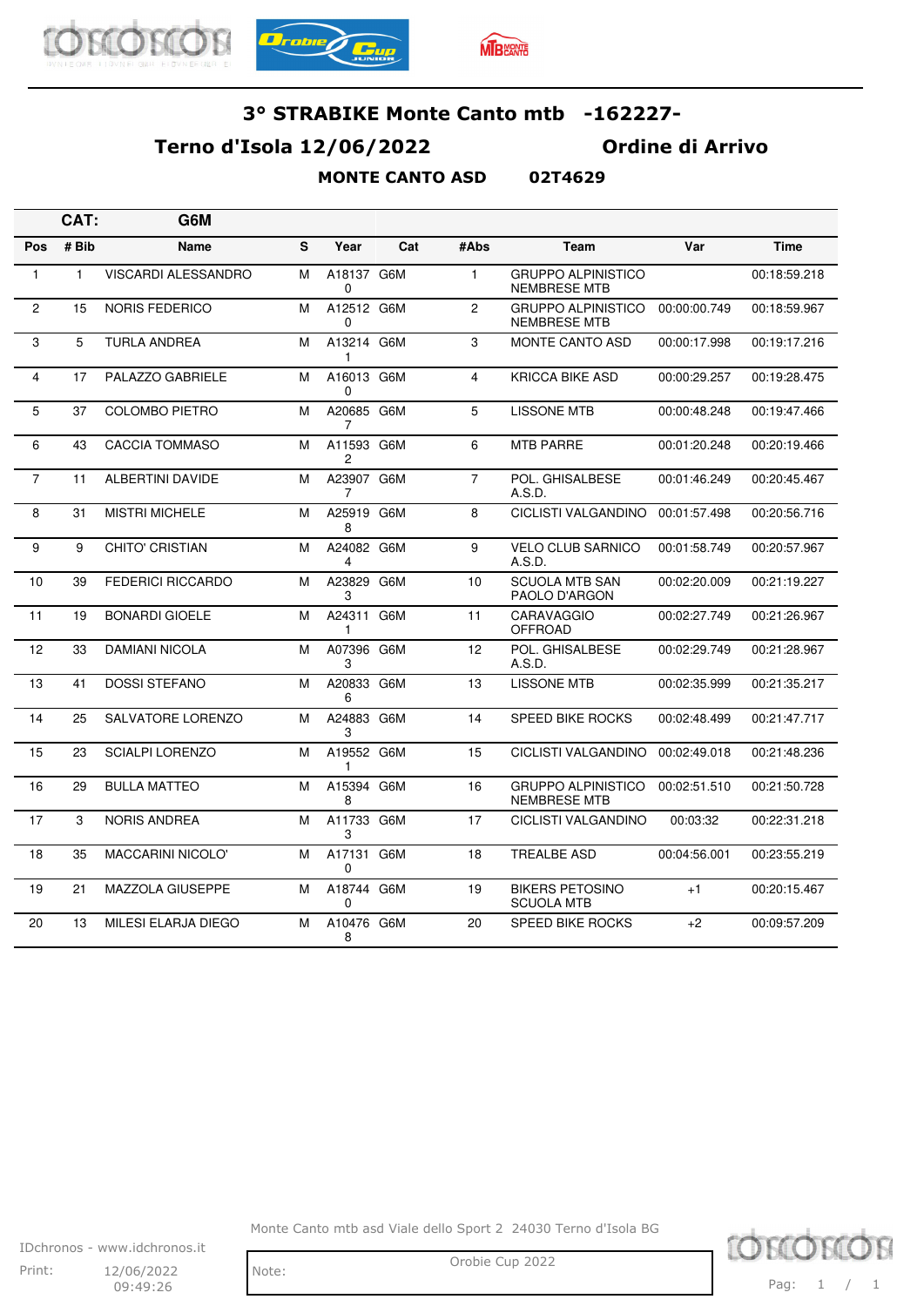# 3° STRABIKE Monte Canto mtb -162227-

## Terno d'Isola 12/06/2022 Ordine di Arrivo

**MONTE CANTO ASD 02T4629**

**CAT: G6M**

| Pos | # Bib | Name | S | Year | Cat | #Abs | Team | Var | Time |
|---|---|---|---|---|---|---|---|---|---|
| 1 | 1 | VISCARDI ALESSANDRO | M | A181370 | G6M | 1 | GRUPPO ALPINISTICO NEMBRESE MTB | | 00:18:59.218 |
| 2 | 15 | NORIS FEDERICO | M | A125120 | G6M | 2 | GRUPPO ALPINISTICO NEMBRESE MTB | 00:00:00.749 | 00:18:59.967 |
| 3 | 5 | TURLA ANDREA | M | A132141 | G6M | 3 | MONTE CANTO ASD | 00:00:17.998 | 00:19:17.216 |
| 4 | 17 | PALAZZO GABRIELE | M | A160130 | G6M | 4 | KRICCA BIKE ASD | 00:00:29.257 | 00:19:28.475 |
| 5 | 37 | COLOMBO PIETRO | M | A206857 | G6M | 5 | LISSONE MTB | 00:00:48.248 | 00:19:47.466 |
| 6 | 43 | CACCIA TOMMASO | M | A115932 | G6M | 6 | MTB PARRE | 00:01:20.248 | 00:20:19.466 |
| 7 | 11 | ALBERTINI DAVIDE | M | A239077 | G6M | 7 | POL. GHISALBESE A.S.D. | 00:01:46.249 | 00:20:45.467 |
| 8 | 31 | MISTRI MICHELE | M | A259198 | G6M | 8 | CICLISTI VALGANDINO | 00:01:57.498 | 00:20:56.716 |
| 9 | 9 | CHITO' CRISTIAN | M | A240824 | G6M | 9 | VELO CLUB SARNICO A.S.D. | 00:01:58.749 | 00:20:57.967 |
| 10 | 39 | FEDERICI RICCARDO | M | A238293 | G6M | 10 | SCUOLA MTB SAN PAOLO D'ARGON | 00:02:20.009 | 00:21:19.227 |
| 11 | 19 | BONARDI GIOELE | M | A243111 | G6M | 11 | CARAVAGGIO OFFROAD | 00:02:27.749 | 00:21:26.967 |
| 12 | 33 | DAMIANI NICOLA | M | A073963 | G6M | 12 | POL. GHISALBESE A.S.D. | 00:02:29.749 | 00:21:28.967 |
| 13 | 41 | DOSSI STEFANO | M | A208336 | G6M | 13 | LISSONE MTB | 00:02:35.999 | 00:21:35.217 |
| 14 | 25 | SALVATORE LORENZO | M | A248833 | G6M | 14 | SPEED BIKE ROCKS | 00:02:48.499 | 00:21:47.717 |
| 15 | 23 | SCIALPI LORENZO | M | A195521 | G6M | 15 | CICLISTI VALGANDINO | 00:02:49.018 | 00:21:48.236 |
| 16 | 29 | BULLA MATTEO | M | A153948 | G6M | 16 | GRUPPO ALPINISTICO NEMBRESE MTB | 00:02:51.510 | 00:21:50.728 |
| 17 | 3 | NORIS ANDREA | M | A117333 | G6M | 17 | CICLISTI VALGANDINO | 00:03:32 | 00:22:31.218 |
| 18 | 35 | MACCARINI NICOLO' | M | A171310 | G6M | 18 | TREALBE ASD | 00:04:56.001 | 00:23:55.219 |
| 19 | 21 | MAZZOLA GIUSEPPE | M | A187440 | G6M | 19 | BIKERS PETOSINO SCUOLA MTB | +1 | 00:20:15.467 |
| 20 | 13 | MILESI ELARJA DIEGO | M | A104768 | G6M | 20 | SPEED BIKE ROCKS | +2 | 00:09:57.209 |

Monte Canto mtb asd Viale dello Sport 2 24030 Terno d'Isola BG

IDchronos - www.idchronos.it

Print: 12/06/2022 09:49:26

Note:

Orobie Cup 2022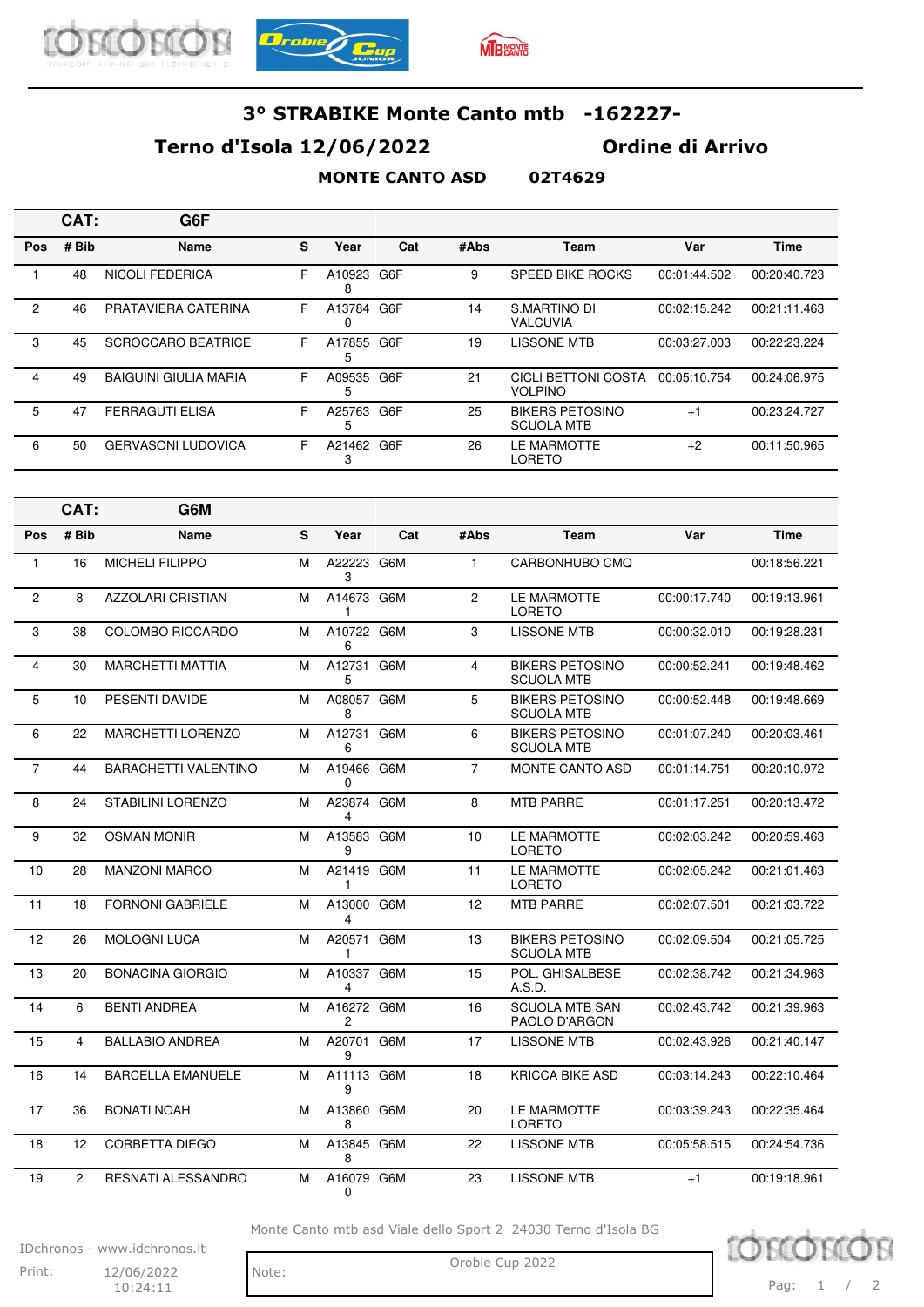# 3° STRABIKE Monte Canto mtb -162227-

## Terno d'Isola 12/06/2022 — Ordine di Arrivo

**MONTE CANTO ASD 02T4629**

**CAT: G6F**

| Pos | # Bib | Name | S | Year | Cat | #Abs | Team | Var | Time |
|---|---|---|---|---|---|---|---|---|---|
| 1 | 48 | NICOLI FEDERICA | F | A109238 | G6F | 9 | SPEED BIKE ROCKS | 00:01:44.502 | 00:20:40.723 |
| 2 | 46 | PRATAVIERA CATERINA | F | A137840 | G6F | 14 | S.MARTINO DI VALCUVIA | 00:02:15.242 | 00:21:11.463 |
| 3 | 45 | SCROCCARO BEATRICE | F | A178555 | G6F | 19 | LISSONE MTB | 00:03:27.003 | 00:22:23.224 |
| 4 | 49 | BAIGUINI GIULIA MARIA | F | A095355 | G6F | 21 | CICLI BETTONI COSTA VOLPINO | 00:05:10.754 | 00:24:06.975 |
| 5 | 47 | FERRAGUTI ELISA | F | A257635 | G6F | 25 | BIKERS PETOSINO SCUOLA MTB | +1 | 00:23:24.727 |
| 6 | 50 | GERVASONI LUDOVICA | F | A214623 | G6F | 26 | LE MARMOTTE LORETO | +2 | 00:11:50.965 |

**CAT: G6M**

| Pos | # Bib | Name | S | Year | Cat | #Abs | Team | Var | Time |
|---|---|---|---|---|---|---|---|---|---|
| 1 | 16 | MICHELI FILIPPO | M | A222233 | G6M | 1 | CARBONHUBO CMQ | | 00:18:56.221 |
| 2 | 8 | AZZOLARI CRISTIAN | M | A146731 | G6M | 2 | LE MARMOTTE LORETO | 00:00:17.740 | 00:19:13.961 |
| 3 | 38 | COLOMBO RICCARDO | M | A107226 | G6M | 3 | LISSONE MTB | 00:00:32.010 | 00:19:28.231 |
| 4 | 30 | MARCHETTI MATTIA | M | A127315 | G6M | 4 | BIKERS PETOSINO SCUOLA MTB | 00:00:52.241 | 00:19:48.462 |
| 5 | 10 | PESENTI DAVIDE | M | A080578 | G6M | 5 | BIKERS PETOSINO SCUOLA MTB | 00:00:52.448 | 00:19:48.669 |
| 6 | 22 | MARCHETTI LORENZO | M | A127316 | G6M | 6 | BIKERS PETOSINO SCUOLA MTB | 00:01:07.240 | 00:20:03.461 |
| 7 | 44 | BARACHETTI VALENTINO | M | A194660 | G6M | 7 | MONTE CANTO ASD | 00:01:14.751 | 00:20:10.972 |
| 8 | 24 | STABILINI LORENZO | M | A238744 | G6M | 8 | MTB PARRE | 00:01:17.251 | 00:20:13.472 |
| 9 | 32 | OSMAN MONIR | M | A135839 | G6M | 10 | LE MARMOTTE LORETO | 00:02:03.242 | 00:20:59.463 |
| 10 | 28 | MANZONI MARCO | M | A214191 | G6M | 11 | LE MARMOTTE LORETO | 00:02:05.242 | 00:21:01.463 |
| 11 | 18 | FORNONI GABRIELE | M | A130004 | G6M | 12 | MTB PARRE | 00:02:07.501 | 00:21:03.722 |
| 12 | 26 | MOLOGNI LUCA | M | A205711 | G6M | 13 | BIKERS PETOSINO SCUOLA MTB | 00:02:09.504 | 00:21:05.725 |
| 13 | 20 | BONACINA GIORGIO | M | A103374 | G6M | 15 | POL. GHISALBESE A.S.D. | 00:02:38.742 | 00:21:34.963 |
| 14 | 6 | BENTI ANDREA | M | A162722 | G6M | 16 | SCUOLA MTB SAN PAOLO D'ARGON | 00:02:43.742 | 00:21:39.963 |
| 15 | 4 | BALLABIO ANDREA | M | A207019 | G6M | 17 | LISSONE MTB | 00:02:43.926 | 00:21:40.147 |
| 16 | 14 | BARCELLA EMANUELE | M | A111139 | G6M | 18 | KRICCA BIKE ASD | 00:03:14.243 | 00:22:10.464 |
| 17 | 36 | BONATI NOAH | M | A138608 | G6M | 20 | LE MARMOTTE LORETO | 00:03:39.243 | 00:22:35.464 |
| 18 | 12 | CORBETTA DIEGO | M | A138458 | G6M | 22 | LISSONE MTB | 00:05:58.515 | 00:24:54.736 |
| 19 | 2 | RESNATI ALESSANDRO | M | A160790 | G6M | 23 | LISSONE MTB | +1 | 00:19:18.961 |

Monte Canto mtb asd Viale dello Sport 2 24030 Terno d'Isola BG

IDchronos - www.idchronos.it

Print: 12/06/2022 10:24:11

Orobie Cup 2022

Note: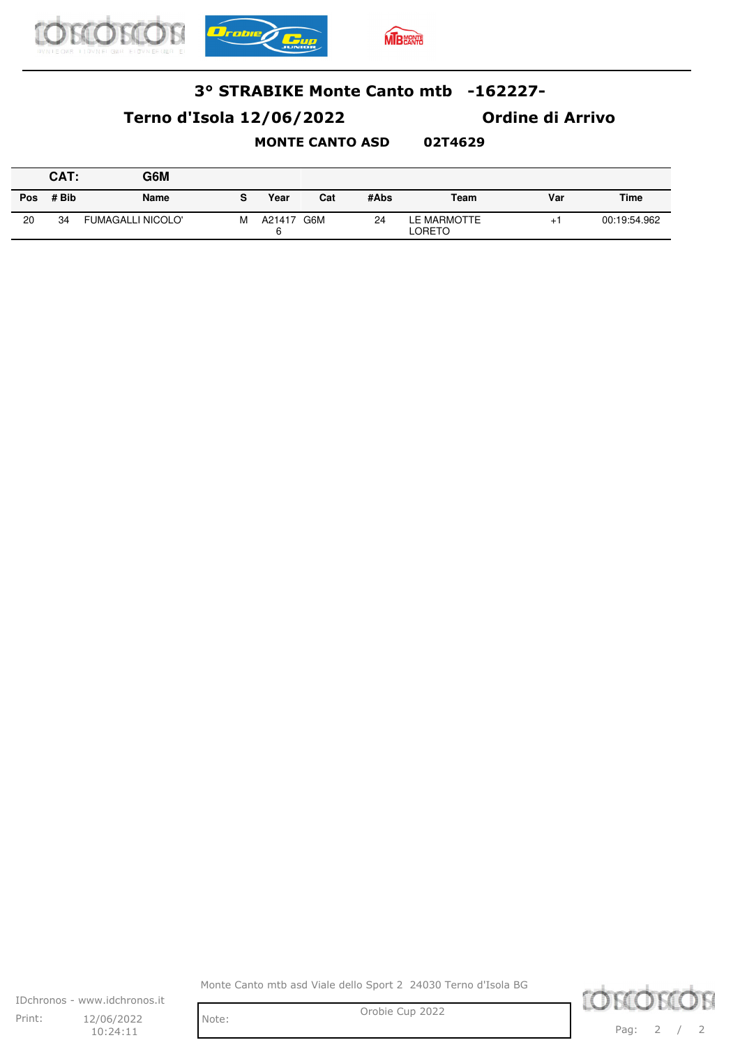# 3° STRABIKE Monte Canto mtb -162227-

## Terno d'Isola 12/06/2022 Ordine di Arrivo

**MONTE CANTO ASD 02T4629**

**CAT: G6M**

| Pos | # Bib | Name | S | Year | Cat | #Abs | Team | Var | Time |
|---|---|---|---|---|---|---|---|---|---|
| 20 | 34 | FUMAGALLI NICOLO' | M | A214176 | G6M | 24 | LE MARMOTTE LORETO | +1 | 00:19:54.962 |

Monte Canto mtb asd Viale dello Sport 2 24030 Terno d'Isola BG

IDchronos - www.idchronos.it

Print: 12/06/2022 10:24:11

Note: Orobie Cup 2022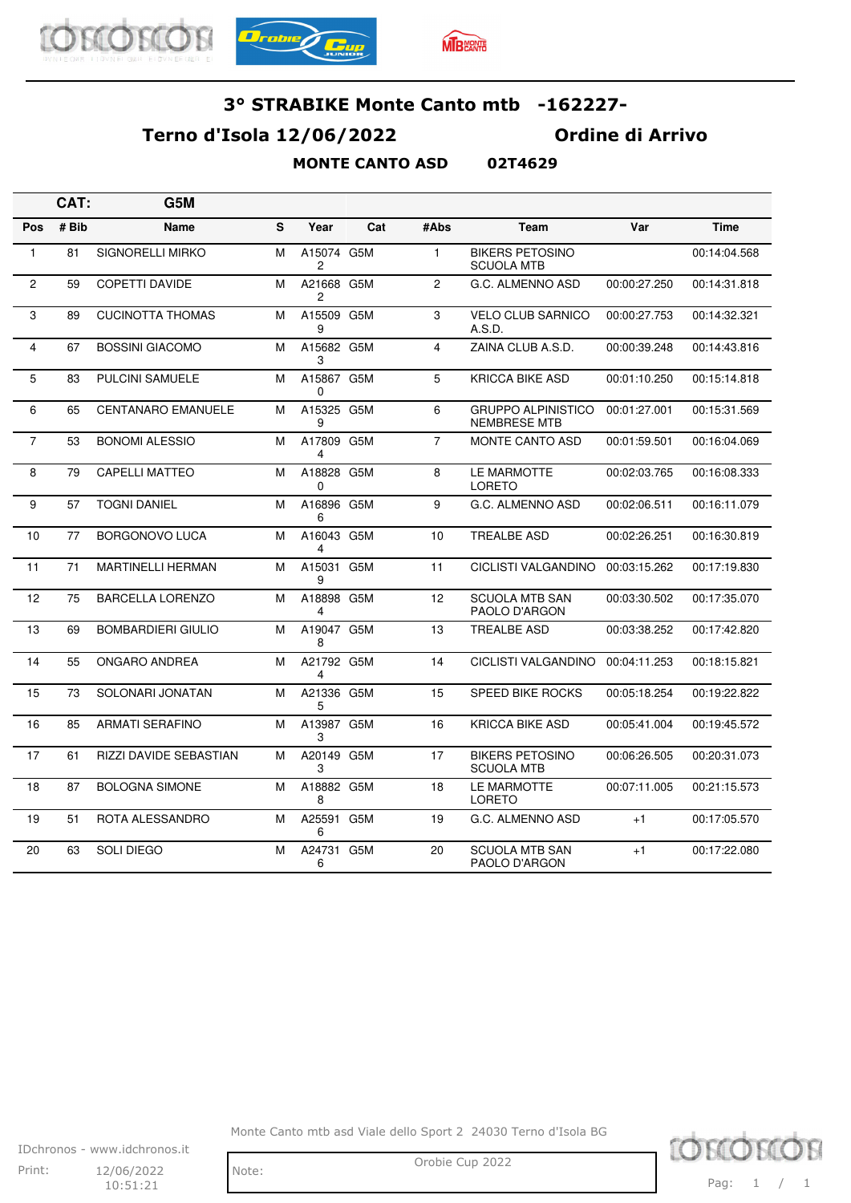# 3° STRABIKE Monte Canto mtb -162227-

## Terno d'Isola 12/06/2022 Ordine di Arrivo

**MONTE CANTO ASD 02T4629**

**CAT: G5M**

| Pos | # Bib | Name | S | Year | Cat | #Abs | Team | Var | Time |
|---|---|---|---|---|---|---|---|---|---|
| 1 | 81 | SIGNORELLI MIRKO | M | A150742 | G5M | 1 | BIKERS PETOSINO SCUOLA MTB | | 00:14:04.568 |
| 2 | 59 | COPETTI DAVIDE | M | A216682 | G5M | 2 | G.C. ALMENNO ASD | 00:00:27.250 | 00:14:31.818 |
| 3 | 89 | CUCINOTTA THOMAS | M | A155099 | G5M | 3 | VELO CLUB SARNICO A.S.D. | 00:00:27.753 | 00:14:32.321 |
| 4 | 67 | BOSSINI GIACOMO | M | A156823 | G5M | 4 | ZAINA CLUB A.S.D. | 00:00:39.248 | 00:14:43.816 |
| 5 | 83 | PULCINI SAMUELE | M | A158670 | G5M | 5 | KRICCA BIKE ASD | 00:01:10.250 | 00:15:14.818 |
| 6 | 65 | CENTANARO EMANUELE | M | A153259 | G5M | 6 | GRUPPO ALPINISTICO NEMBRESE MTB | 00:01:27.001 | 00:15:31.569 |
| 7 | 53 | BONOMI ALESSIO | M | A178094 | G5M | 7 | MONTE CANTO ASD | 00:01:59.501 | 00:16:04.069 |
| 8 | 79 | CAPELLI MATTEO | M | A188280 | G5M | 8 | LE MARMOTTE LORETO | 00:02:03.765 | 00:16:08.333 |
| 9 | 57 | TOGNI DANIEL | M | A168966 | G5M | 9 | G.C. ALMENNO ASD | 00:02:06.511 | 00:16:11.079 |
| 10 | 77 | BORGONOVO LUCA | M | A160434 | G5M | 10 | TREALBE ASD | 00:02:26.251 | 00:16:30.819 |
| 11 | 71 | MARTINELLI HERMAN | M | A150319 | G5M | 11 | CICLISTI VALGANDINO | 00:03:15.262 | 00:17:19.830 |
| 12 | 75 | BARCELLA LORENZO | M | A188984 | G5M | 12 | SCUOLA MTB SAN PAOLO D'ARGON | 00:03:30.502 | 00:17:35.070 |
| 13 | 69 | BOMBARDIERI GIULIO | M | A190478 | G5M | 13 | TREALBE ASD | 00:03:38.252 | 00:17:42.820 |
| 14 | 55 | ONGARO ANDREA | M | A217924 | G5M | 14 | CICLISTI VALGANDINO | 00:04:11.253 | 00:18:15.821 |
| 15 | 73 | SOLONARI JONATAN | M | A213365 | G5M | 15 | SPEED BIKE ROCKS | 00:05:18.254 | 00:19:22.822 |
| 16 | 85 | ARMATI SERAFINO | M | A139873 | G5M | 16 | KRICCA BIKE ASD | 00:05:41.004 | 00:19:45.572 |
| 17 | 61 | RIZZI DAVIDE SEBASTIAN | M | A201493 | G5M | 17 | BIKERS PETOSINO SCUOLA MTB | 00:06:26.505 | 00:20:31.073 |
| 18 | 87 | BOLOGNA SIMONE | M | A188828 | G5M | 18 | LE MARMOTTE LORETO | 00:07:11.005 | 00:21:15.573 |
| 19 | 51 | ROTA ALESSANDRO | M | A255916 | G5M | 19 | G.C. ALMENNO ASD | +1 | 00:17:05.570 |
| 20 | 63 | SOLI DIEGO | M | A247316 | G5M | 20 | SCUOLA MTB SAN PAOLO D'ARGON | +1 | 00:17:22.080 |

Monte Canto mtb asd Viale dello Sport 2 24030 Terno d'Isola BG

IDchronos - www.idchronos.it

Print: 12/06/2022 10:51:21

Note: Orobie Cup 2022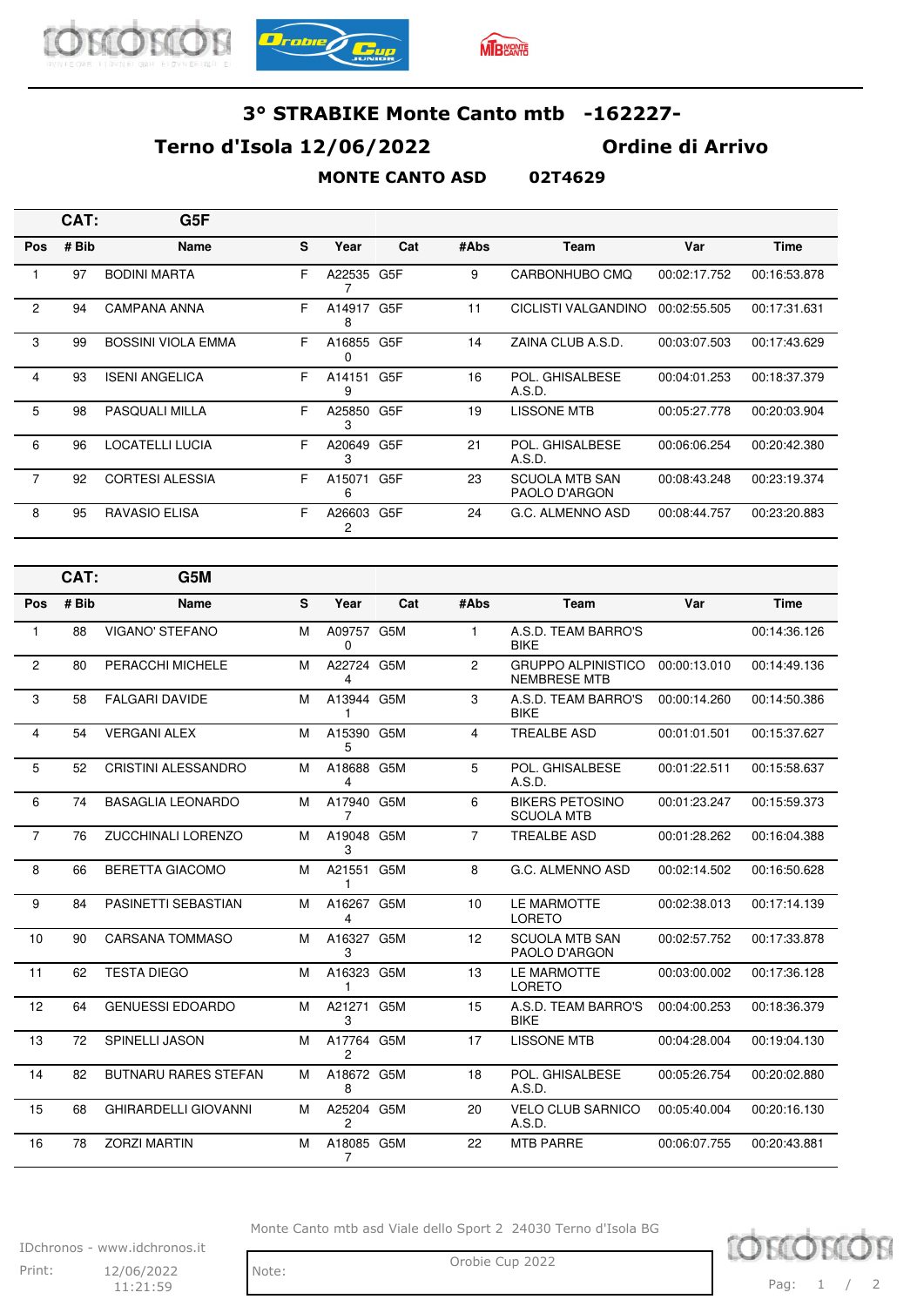# 3° STRABIKE Monte Canto mtb -162227-

## Terno d'Isola 12/06/2022 Ordine di Arrivo

**MONTE CANTO ASD 02T4629**

### CAT: G5F

| Pos | # Bib | Name | S | Year | Cat | #Abs | Team | Var | Time |
|---|---|---|---|---|---|---|---|---|---|
| 1 | 97 | BODINI MARTA | F | A225357 | G5F | 9 | CARBONHUBO CMQ | 00:02:17.752 | 00:16:53.878 |
| 2 | 94 | CAMPANA ANNA | F | A149178 | G5F | 11 | CICLISTI VALGANDINO | 00:02:55.505 | 00:17:31.631 |
| 3 | 99 | BOSSINI VIOLA EMMA | F | A168550 | G5F | 14 | ZAINA CLUB A.S.D. | 00:03:07.503 | 00:17:43.629 |
| 4 | 93 | ISENI ANGELICA | F | A141519 | G5F | 16 | POL. GHISALBESE A.S.D. | 00:04:01.253 | 00:18:37.379 |
| 5 | 98 | PASQUALI MILLA | F | A258503 | G5F | 19 | LISSONE MTB | 00:05:27.778 | 00:20:03.904 |
| 6 | 96 | LOCATELLI LUCIA | F | A206493 | G5F | 21 | POL. GHISALBESE A.S.D. | 00:06:06.254 | 00:20:42.380 |
| 7 | 92 | CORTESI ALESSIA | F | A150716 | G5F | 23 | SCUOLA MTB SAN PAOLO D'ARGON | 00:08:43.248 | 00:23:19.374 |
| 8 | 95 | RAVASIO ELISA | F | A266032 | G5F | 24 | G.C. ALMENNO ASD | 00:08:44.757 | 00:23:20.883 |

### CAT: G5M

| Pos | # Bib | Name | S | Year | Cat | #Abs | Team | Var | Time |
|---|---|---|---|---|---|---|---|---|---|
| 1 | 88 | VIGANO' STEFANO | M | A097570 | G5M | 1 | A.S.D. TEAM BARRO'S BIKE | | 00:14:36.126 |
| 2 | 80 | PERACCHI MICHELE | M | A227244 | G5M | 2 | GRUPPO ALPINISTICO NEMBRESE MTB | 00:00:13.010 | 00:14:49.136 |
| 3 | 58 | FALGARI DAVIDE | M | A139441 | G5M | 3 | A.S.D. TEAM BARRO'S BIKE | 00:00:14.260 | 00:14:50.386 |
| 4 | 54 | VERGANI ALEX | M | A153905 | G5M | 4 | TREALBE ASD | 00:01:01.501 | 00:15:37.627 |
| 5 | 52 | CRISTINI ALESSANDRO | M | A186884 | G5M | 5 | POL. GHISALBESE A.S.D. | 00:01:22.511 | 00:15:58.637 |
| 6 | 74 | BASAGLIA LEONARDO | M | A179407 | G5M | 6 | BIKERS PETOSINO SCUOLA MTB | 00:01:23.247 | 00:15:59.373 |
| 7 | 76 | ZUCCHINALI LORENZO | M | A190483 | G5M | 7 | TREALBE ASD | 00:01:28.262 | 00:16:04.388 |
| 8 | 66 | BERETTA GIACOMO | M | A215511 | G5M | 8 | G.C. ALMENNO ASD | 00:02:14.502 | 00:16:50.628 |
| 9 | 84 | PASINETTI SEBASTIAN | M | A162674 | G5M | 10 | LE MARMOTTE LORETO | 00:02:38.013 | 00:17:14.139 |
| 10 | 90 | CARSANA TOMMASO | M | A163273 | G5M | 12 | SCUOLA MTB SAN PAOLO D'ARGON | 00:02:57.752 | 00:17:33.878 |
| 11 | 62 | TESTA DIEGO | M | A163231 | G5M | 13 | LE MARMOTTE LORETO | 00:03:00.002 | 00:17:36.128 |
| 12 | 64 | GENUESSI EDOARDO | M | A212713 | G5M | 15 | A.S.D. TEAM BARRO'S BIKE | 00:04:00.253 | 00:18:36.379 |
| 13 | 72 | SPINELLI JASON | M | A177642 | G5M | 17 | LISSONE MTB | 00:04:28.004 | 00:19:04.130 |
| 14 | 82 | BUTNARU RARES STEFAN | M | A186728 | G5M | 18 | POL. GHISALBESE A.S.D. | 00:05:26.754 | 00:20:02.880 |
| 15 | 68 | GHIRARDELLI GIOVANNI | M | A252042 | G5M | 20 | VELO CLUB SARNICO A.S.D. | 00:05:40.004 | 00:20:16.130 |
| 16 | 78 | ZORZI MARTIN | M | A180857 | G5M | 22 | MTB PARRE | 00:06:07.755 | 00:20:43.881 |

Monte Canto mtb asd Viale dello Sport 2 24030 Terno d'Isola BG

IDchronos - www.idchronos.it

Print: 12/06/2022 11:21:59

Note: Orobie Cup 2022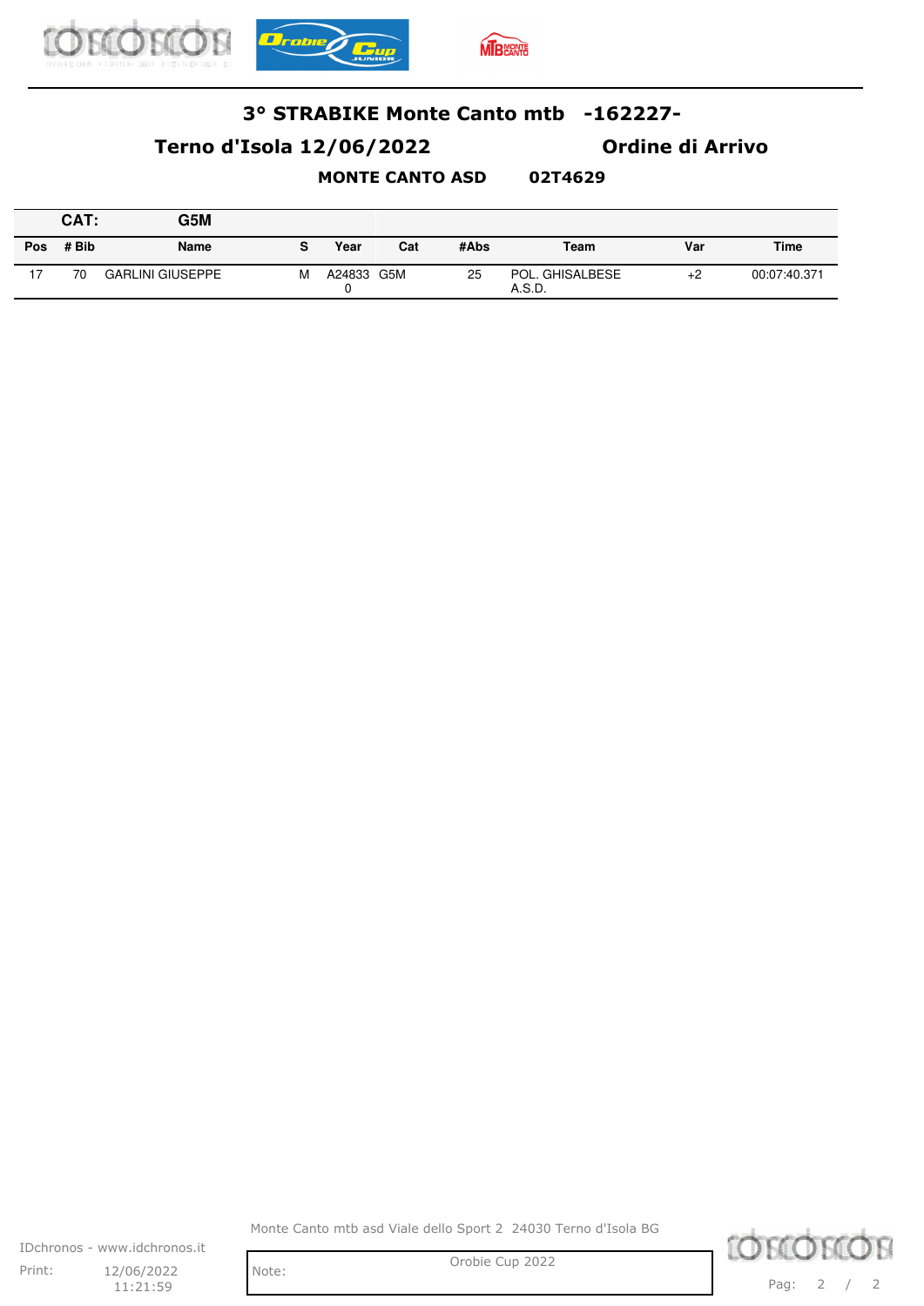# 3° STRABIKE Monte Canto mtb -162227-

## Terno d'Isola 12/06/2022 — Ordine di Arrivo

**MONTE CANTO ASD 02T4629**

**CAT: G5M**

| Pos | # Bib | Name | S | Year | Cat | #Abs | Team | Var | Time |
|---|---|---|---|---|---|---|---|---|---|
| 17 | 70 | GARLINI GIUSEPPE | M | A248330 | G5M | 25 | POL. GHISALBESE A.S.D. | +2 | 00:07:40.371 |

Monte Canto mtb asd Viale dello Sport 2 24030 Terno d'Isola BG

IDchronos - www.idchronos.it

Print: 12/06/2022 11:21:59

Note: Orobie Cup 2022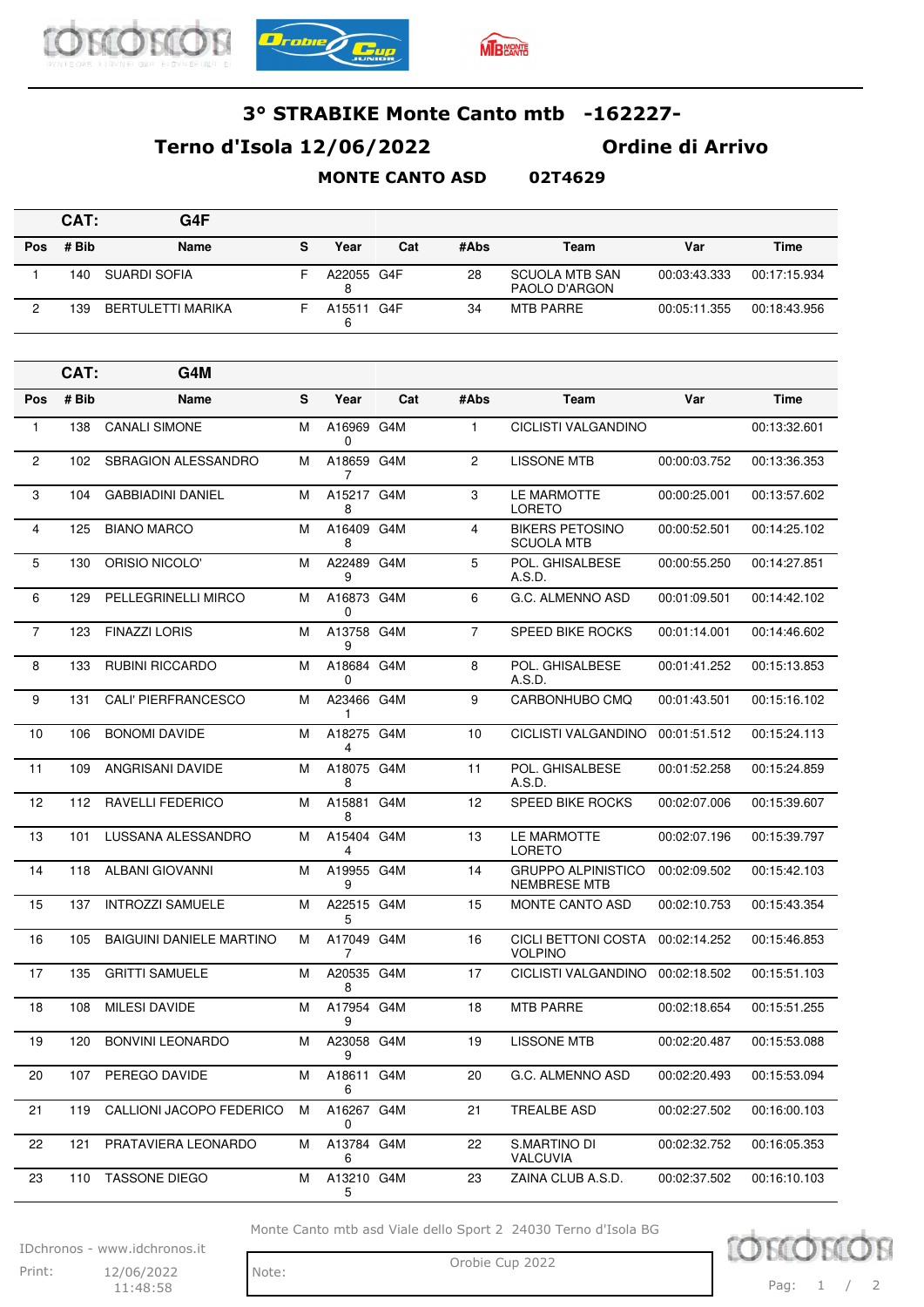# 3° STRABIKE Monte Canto mtb -162227-

## Terno d'Isola 12/06/2022 Ordine di Arrivo

**MONTE CANTO ASD 02T4629**

| CAT: | G4F | | | | | | | | |
|---|---|---|---|---|---|---|---|---|---|
| **Pos** | **# Bib** | **Name** | **S** | **Year** | **Cat** | **#Abs** | **Team** | **Var** | **Time** |
| 1 | 140 | SUARDI SOFIA | F | A220558 | G4F | 28 | SCUOLA MTB SAN PAOLO D'ARGON | 00:03:43.333 | 00:17:15.934 |
| 2 | 139 | BERTULETTI MARIKA | F | A155116 | G4F | 34 | MTB PARRE | 00:05:11.355 | 00:18:43.956 |

| CAT: | G4M | | | | | | | | |
|---|---|---|---|---|---|---|---|---|---|
| **Pos** | **# Bib** | **Name** | **S** | **Year** | **Cat** | **#Abs** | **Team** | **Var** | **Time** |
| 1 | 138 | CANALI SIMONE | M | A169690 | G4M | 1 | CICLISTI VALGANDINO | | 00:13:32.601 |
| 2 | 102 | SBRAGION ALESSANDRO | M | A186597 | G4M | 2 | LISSONE MTB | 00:00:03.752 | 00:13:36.353 |
| 3 | 104 | GABBIADINI DANIEL | M | A152178 | G4M | 3 | LE MARMOTTE LORETO | 00:00:25.001 | 00:13:57.602 |
| 4 | 125 | BIANO MARCO | M | A164098 | G4M | 4 | BIKERS PETOSINO SCUOLA MTB | 00:00:52.501 | 00:14:25.102 |
| 5 | 130 | ORISIO NICOLO' | M | A224899 | G4M | 5 | POL. GHISALBESE A.S.D. | 00:00:55.250 | 00:14:27.851 |
| 6 | 129 | PELLEGRINELLI MIRCO | M | A168730 | G4M | 6 | G.C. ALMENNO ASD | 00:01:09.501 | 00:14:42.102 |
| 7 | 123 | FINAZZI LORIS | M | A137589 | G4M | 7 | SPEED BIKE ROCKS | 00:01:14.001 | 00:14:46.602 |
| 8 | 133 | RUBINI RICCARDO | M | A186840 | G4M | 8 | POL. GHISALBESE A.S.D. | 00:01:41.252 | 00:15:13.853 |
| 9 | 131 | CALI' PIERFRANCESCO | M | A234661 | G4M | 9 | CARBONHUBO CMQ | 00:01:43.501 | 00:15:16.102 |
| 10 | 106 | BONOMI DAVIDE | M | A182754 | G4M | 10 | CICLISTI VALGANDINO | 00:01:51.512 | 00:15:24.113 |
| 11 | 109 | ANGRISANI DAVIDE | M | A180758 | G4M | 11 | POL. GHISALBESE A.S.D. | 00:01:52.258 | 00:15:24.859 |
| 12 | 112 | RAVELLI FEDERICO | M | A158818 | G4M | 12 | SPEED BIKE ROCKS | 00:02:07.006 | 00:15:39.607 |
| 13 | 101 | LUSSANA ALESSANDRO | M | A154044 | G4M | 13 | LE MARMOTTE LORETO | 00:02:07.196 | 00:15:39.797 |
| 14 | 118 | ALBANI GIOVANNI | M | A199559 | G4M | 14 | GRUPPO ALPINISTICO NEMBRESE MTB | 00:02:09.502 | 00:15:42.103 |
| 15 | 137 | INTROZZI SAMUELE | M | A225155 | G4M | 15 | MONTE CANTO ASD | 00:02:10.753 | 00:15:43.354 |
| 16 | 105 | BAIGUINI DANIELE MARTINO | M | A170497 | G4M | 16 | CICLI BETTONI COSTA VOLPINO | 00:02:14.252 | 00:15:46.853 |
| 17 | 135 | GRITTI SAMUELE | M | A205358 | G4M | 17 | CICLISTI VALGANDINO | 00:02:18.502 | 00:15:51.103 |
| 18 | 108 | MILESI DAVIDE | M | A179549 | G4M | 18 | MTB PARRE | 00:02:18.654 | 00:15:51.255 |
| 19 | 120 | BONVINI LEONARDO | M | A230589 | G4M | 19 | LISSONE MTB | 00:02:20.487 | 00:15:53.088 |
| 20 | 107 | PEREGO DAVIDE | M | A186116 | G4M | 20 | G.C. ALMENNO ASD | 00:02:20.493 | 00:15:53.094 |
| 21 | 119 | CALLIONI JACOPO FEDERICO | M | A162670 | G4M | 21 | TREALBE ASD | 00:02:27.502 | 00:16:00.103 |
| 22 | 121 | PRATAVIERA LEONARDO | M | A137846 | G4M | 22 | S.MARTINO DI VALCUVIA | 00:02:32.752 | 00:16:05.353 |
| 23 | 110 | TASSONE DIEGO | M | A132105 | G4M | 23 | ZAINA CLUB A.S.D. | 00:02:37.502 | 00:16:10.103 |

Monte Canto mtb asd Viale dello Sport 2 24030 Terno d'Isola BG

IDchronos - www.idchronos.it

Print: 12/06/2022 11:48:58

Note:

Orobie Cup 2022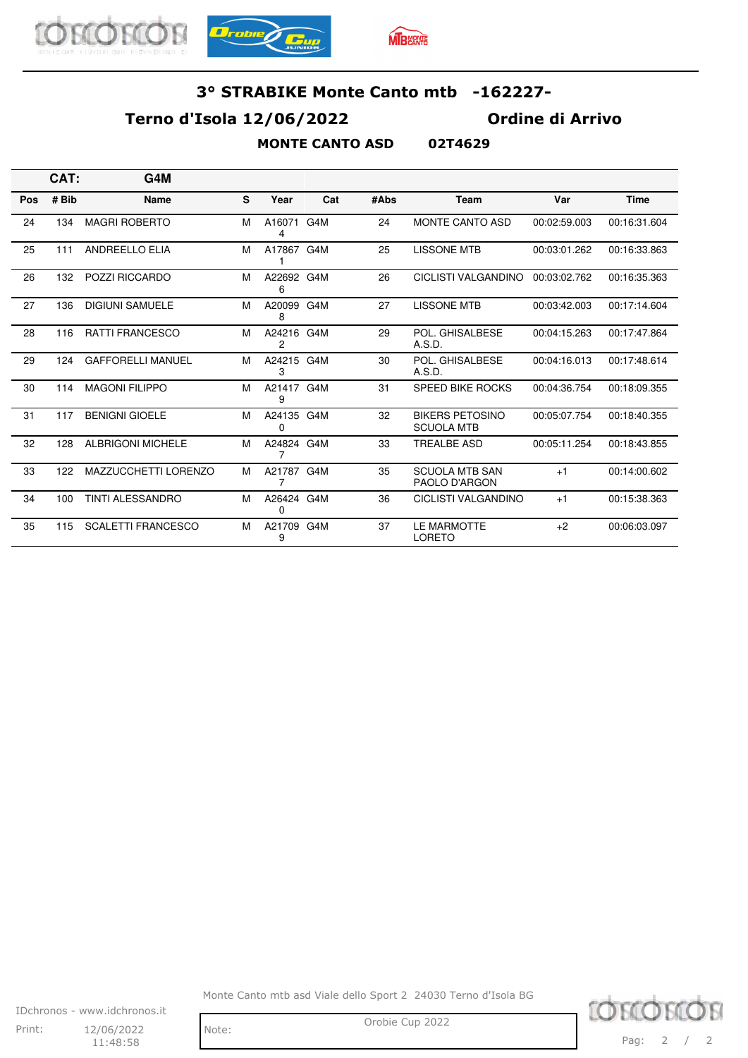# 3° STRABIKE Monte Canto mtb -162227-

## Terno d'Isola 12/06/2022 Ordine di Arrivo

**MONTE CANTO ASD 02T4629**

| CAT: | G4M | | | | | | | | |
|---|---|---|---|---|---|---|---|---|---|
| Pos | # Bib | Name | S | Year | Cat | #Abs | Team | Var | Time |
| 24 | 134 | MAGRI ROBERTO | M | A160714 | G4M | 24 | MONTE CANTO ASD | 00:02:59.003 | 00:16:31.604 |
| 25 | 111 | ANDREELLO ELIA | M | A178671 | G4M | 25 | LISSONE MTB | 00:03:01.262 | 00:16:33.863 |
| 26 | 132 | POZZI RICCARDO | M | A226926 | G4M | 26 | CICLISTI VALGANDINO | 00:03:02.762 | 00:16:35.363 |
| 27 | 136 | DIGIUNI SAMUELE | M | A200998 | G4M | 27 | LISSONE MTB | 00:03:42.003 | 00:17:14.604 |
| 28 | 116 | RATTI FRANCESCO | M | A242162 | G4M | 29 | POL. GHISALBESE A.S.D. | 00:04:15.263 | 00:17:47.864 |
| 29 | 124 | GAFFORELLI MANUEL | M | A242153 | G4M | 30 | POL. GHISALBESE A.S.D. | 00:04:16.013 | 00:17:48.614 |
| 30 | 114 | MAGONI FILIPPO | M | A214179 | G4M | 31 | SPEED BIKE ROCKS | 00:04:36.754 | 00:18:09.355 |
| 31 | 117 | BENIGNI GIOELE | M | A241350 | G4M | 32 | BIKERS PETOSINO SCUOLA MTB | 00:05:07.754 | 00:18:40.355 |
| 32 | 128 | ALBRIGONI MICHELE | M | A248247 | G4M | 33 | TREALBE ASD | 00:05:11.254 | 00:18:43.855 |
| 33 | 122 | MAZZUCCHETTI LORENZO | M | A217877 | G4M | 35 | SCUOLA MTB SAN PAOLO D'ARGON | +1 | 00:14:00.602 |
| 34 | 100 | TINTI ALESSANDRO | M | A264240 | G4M | 36 | CICLISTI VALGANDINO | +1 | 00:15:38.363 |
| 35 | 115 | SCALETTI FRANCESCO | M | A217099 | G4M | 37 | LE MARMOTTE LORETO | +2 | 00:06:03.097 |

Monte Canto mtb asd Viale dello Sport 2 24030 Terno d'Isola BG

IDchronos - www.idchronos.it

Print: 12/06/2022 11:48:58

Note: Orobie Cup 2022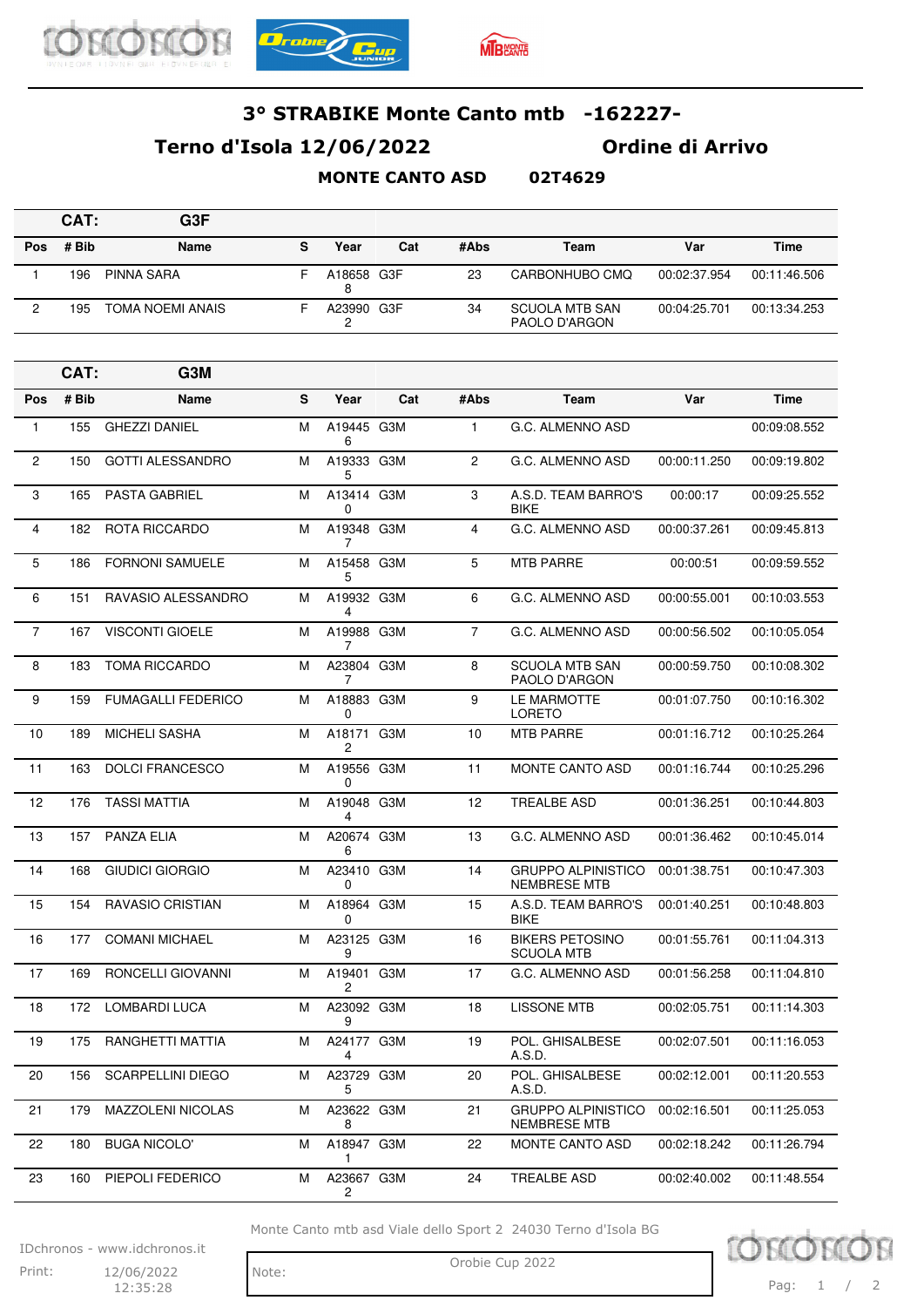# 3° STRABIKE Monte Canto mtb -162227-

## Terno d'Isola 12/06/2022 Ordine di Arrivo

**MONTE CANTO ASD 02T4629**

**CAT: G3F**

| Pos | # Bib | Name | S | Year | Cat | #Abs | Team | Var | Time |
|---|---|---|---|---|---|---|---|---|---|
| 1 | 196 | PINNA SARA | F | A186588 | G3F | 23 | CARBONHUBO CMQ | 00:02:37.954 | 00:11:46.506 |
| 2 | 195 | TOMA NOEMI ANAIS | F | A239902 | G3F | 34 | SCUOLA MTB SAN PAOLO D'ARGON | 00:04:25.701 | 00:13:34.253 |

**CAT: G3M**

| Pos | # Bib | Name | S | Year | Cat | #Abs | Team | Var | Time |
|---|---|---|---|---|---|---|---|---|---|
| 1 | 155 | GHEZZI DANIEL | M | A194456 | G3M | 1 | G.C. ALMENNO ASD | | 00:09:08.552 |
| 2 | 150 | GOTTI ALESSANDRO | M | A193335 | G3M | 2 | G.C. ALMENNO ASD | 00:00:11.250 | 00:09:19.802 |
| 3 | 165 | PASTA GABRIEL | M | A134140 | G3M | 3 | A.S.D. TEAM BARRO'S BIKE | 00:00:17 | 00:09:25.552 |
| 4 | 182 | ROTA RICCARDO | M | A193487 | G3M | 4 | G.C. ALMENNO ASD | 00:00:37.261 | 00:09:45.813 |
| 5 | 186 | FORNONI SAMUELE | M | A154585 | G3M | 5 | MTB PARRE | 00:00:51 | 00:09:59.552 |
| 6 | 151 | RAVASIO ALESSANDRO | M | A199324 | G3M | 6 | G.C. ALMENNO ASD | 00:00:55.001 | 00:10:03.553 |
| 7 | 167 | VISCONTI GIOELE | M | A199887 | G3M | 7 | G.C. ALMENNO ASD | 00:00:56.502 | 00:10:05.054 |
| 8 | 183 | TOMA RICCARDO | M | A238047 | G3M | 8 | SCUOLA MTB SAN PAOLO D'ARGON | 00:00:59.750 | 00:10:08.302 |
| 9 | 159 | FUMAGALLI FEDERICO | M | A188830 | G3M | 9 | LE MARMOTTE LORETO | 00:01:07.750 | 00:10:16.302 |
| 10 | 189 | MICHELI SASHA | M | A181712 | G3M | 10 | MTB PARRE | 00:01:16.712 | 00:10:25.264 |
| 11 | 163 | DOLCI FRANCESCO | M | A195560 | G3M | 11 | MONTE CANTO ASD | 00:01:16.744 | 00:10:25.296 |
| 12 | 176 | TASSI MATTIA | M | A190484 | G3M | 12 | TREALBE ASD | 00:01:36.251 | 00:10:44.803 |
| 13 | 157 | PANZA ELIA | M | A206746 | G3M | 13 | G.C. ALMENNO ASD | 00:01:36.462 | 00:10:45.014 |
| 14 | 168 | GIUDICI GIORGIO | M | A234100 | G3M | 14 | GRUPPO ALPINISTICO NEMBRESE MTB | 00:01:38.751 | 00:10:47.303 |
| 15 | 154 | RAVASIO CRISTIAN | M | A189640 | G3M | 15 | A.S.D. TEAM BARRO'S BIKE | 00:01:40.251 | 00:10:48.803 |
| 16 | 177 | COMANI MICHAEL | M | A231259 | G3M | 16 | BIKERS PETOSINO SCUOLA MTB | 00:01:55.761 | 00:11:04.313 |
| 17 | 169 | RONCELLI GIOVANNI | M | A194012 | G3M | 17 | G.C. ALMENNO ASD | 00:01:56.258 | 00:11:04.810 |
| 18 | 172 | LOMBARDI LUCA | M | A230929 | G3M | 18 | LISSONE MTB | 00:02:05.751 | 00:11:14.303 |
| 19 | 175 | RANGHETTI MATTIA | M | A241774 | G3M | 19 | POL. GHISALBESE A.S.D. | 00:02:07.501 | 00:11:16.053 |
| 20 | 156 | SCARPELLINI DIEGO | M | A237295 | G3M | 20 | POL. GHISALBESE A.S.D. | 00:02:12.001 | 00:11:20.553 |
| 21 | 179 | MAZZOLENI NICOLAS | M | A236228 | G3M | 21 | GRUPPO ALPINISTICO NEMBRESE MTB | 00:02:16.501 | 00:11:25.053 |
| 22 | 180 | BUGA NICOLO' | M | A189471 | G3M | 22 | MONTE CANTO ASD | 00:02:18.242 | 00:11:26.794 |
| 23 | 160 | PIEPOLI FEDERICO | M | A236672 | G3M | 24 | TREALBE ASD | 00:02:40.002 | 00:11:48.554 |

Monte Canto mtb asd Viale dello Sport 2 24030 Terno d'Isola BG

IDchronos - www.idchronos.it

Print: 12/06/2022 12:35:28

Note: Orobie Cup 2022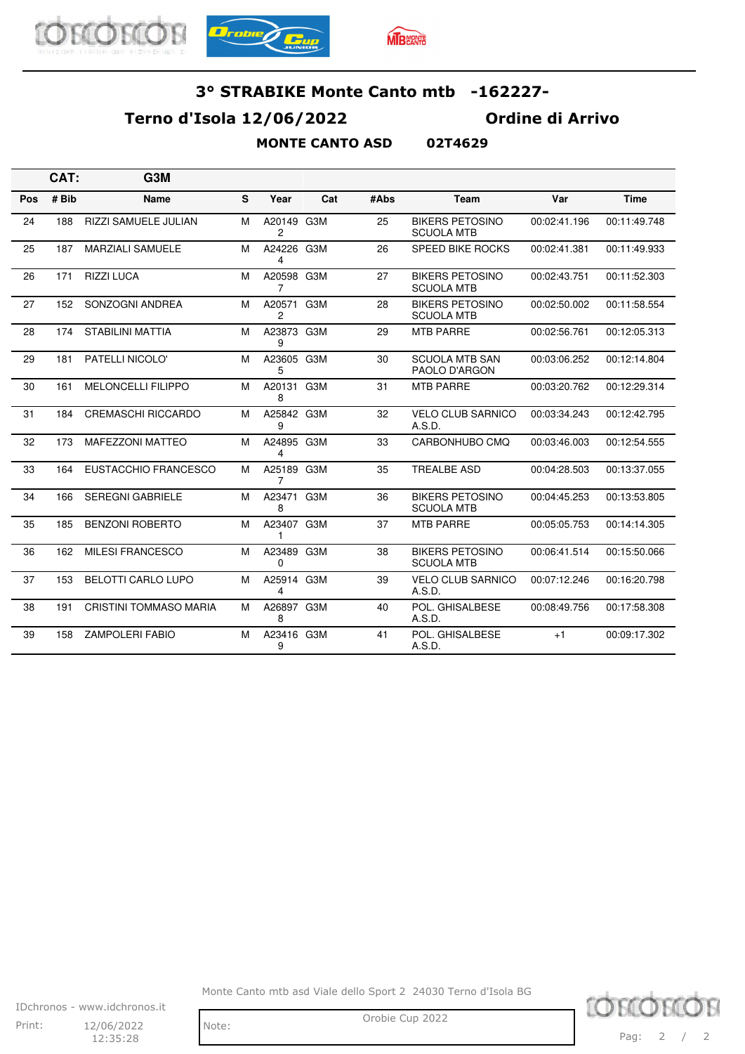# 3° STRABIKE Monte Canto mtb -162227-

## Terno d'Isola 12/06/2022 Ordine di Arrivo

**MONTE CANTO ASD 02T4629**

**CAT: G3M**

| Pos | # Bib | Name | S | Year | Cat | #Abs | Team | Var | Time |
|---|---|---|---|---|---|---|---|---|---|
| 24 | 188 | RIZZI SAMUELE JULIAN | M | A201492 | G3M | 25 | BIKERS PETOSINO SCUOLA MTB | 00:02:41.196 | 00:11:49.748 |
| 25 | 187 | MARZIALI SAMUELE | M | A242264 | G3M | 26 | SPEED BIKE ROCKS | 00:02:41.381 | 00:11:49.933 |
| 26 | 171 | RIZZI LUCA | M | A205987 | G3M | 27 | BIKERS PETOSINO SCUOLA MTB | 00:02:43.751 | 00:11:52.303 |
| 27 | 152 | SONZOGNI ANDREA | M | A205712 | G3M | 28 | BIKERS PETOSINO SCUOLA MTB | 00:02:50.002 | 00:11:58.554 |
| 28 | 174 | STABILINI MATTIA | M | A238739 | G3M | 29 | MTB PARRE | 00:02:56.761 | 00:12:05.313 |
| 29 | 181 | PATELLI NICOLO' | M | A236055 | G3M | 30 | SCUOLA MTB SAN PAOLO D'ARGON | 00:03:06.252 | 00:12:14.804 |
| 30 | 161 | MELONCELLI FILIPPO | M | A201318 | G3M | 31 | MTB PARRE | 00:03:20.762 | 00:12:29.314 |
| 31 | 184 | CREMASCHI RICCARDO | M | A258429 | G3M | 32 | VELO CLUB SARNICO A.S.D. | 00:03:34.243 | 00:12:42.795 |
| 32 | 173 | MAFEZZONI MATTEO | M | A248954 | G3M | 33 | CARBONHUBO CMQ | 00:03:46.003 | 00:12:54.555 |
| 33 | 164 | EUSTACCHIO FRANCESCO | M | A251897 | G3M | 35 | TREALBE ASD | 00:04:28.503 | 00:13:37.055 |
| 34 | 166 | SEREGNI GABRIELE | M | A234718 | G3M | 36 | BIKERS PETOSINO SCUOLA MTB | 00:04:45.253 | 00:13:53.805 |
| 35 | 185 | BENZONI ROBERTO | M | A234071 | G3M | 37 | MTB PARRE | 00:05:05.753 | 00:14:14.305 |
| 36 | 162 | MILESI FRANCESCO | M | A234890 | G3M | 38 | BIKERS PETOSINO SCUOLA MTB | 00:06:41.514 | 00:15:50.066 |
| 37 | 153 | BELOTTI CARLO LUPO | M | A259144 | G3M | 39 | VELO CLUB SARNICO A.S.D. | 00:07:12.246 | 00:16:20.798 |
| 38 | 191 | CRISTINI TOMMASO MARIA | M | A268978 | G3M | 40 | POL. GHISALBESE A.S.D. | 00:08:49.756 | 00:17:58.308 |
| 39 | 158 | ZAMPOLERI FABIO | M | A234169 | G3M | 41 | POL. GHISALBESE A.S.D. | +1 | 00:09:17.302 |

Monte Canto mtb asd Viale dello Sport 2 24030 Terno d'Isola BG

IDchronos - www.idchronos.it

Print: 12/06/2022 12:35:28

Note:

Orobie Cup 2022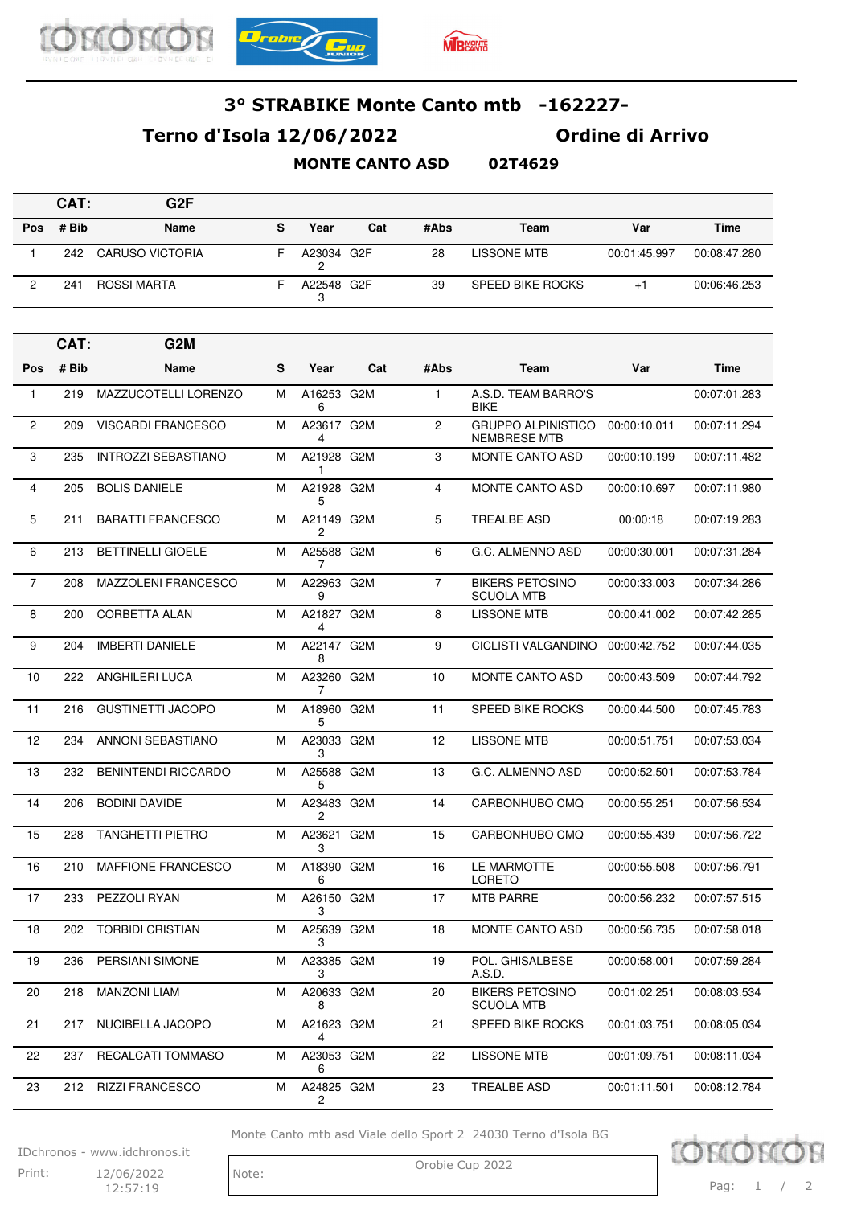# 3° STRABIKE Monte Canto mtb -162227-

## Terno d'Isola 12/06/2022 Ordine di Arrivo

**MONTE CANTO ASD 02T4629**

### CAT: G2F

| Pos | # Bib | Name | S | Year | Cat | #Abs | Team | Var | Time |
|---|---|---|---|---|---|---|---|---|---|
| 1 | 242 | CARUSO VICTORIA | F | A230342 | G2F | 28 | LISSONE MTB | 00:01:45.997 | 00:08:47.280 |
| 2 | 241 | ROSSI MARTA | F | A225483 | G2F | 39 | SPEED BIKE ROCKS | +1 | 00:06:46.253 |

### CAT: G2M

| Pos | # Bib | Name | S | Year | Cat | #Abs | Team | Var | Time |
|---|---|---|---|---|---|---|---|---|---|
| 1 | 219 | MAZZUCOTELLI LORENZO | M | A162536 | G2M | 1 | A.S.D. TEAM BARRO'S BIKE | | 00:07:01.283 |
| 2 | 209 | VISCARDI FRANCESCO | M | A236174 | G2M | 2 | GRUPPO ALPINISTICO NEMBRESE MTB | 00:00:10.011 | 00:07:11.294 |
| 3 | 235 | INTROZZI SEBASTIANO | M | A219281 | G2M | 3 | MONTE CANTO ASD | 00:00:10.199 | 00:07:11.482 |
| 4 | 205 | BOLIS DANIELE | M | A219285 | G2M | 4 | MONTE CANTO ASD | 00:00:10.697 | 00:07:11.980 |
| 5 | 211 | BARATTI FRANCESCO | M | A211492 | G2M | 5 | TREALBE ASD | 00:00:18 | 00:07:19.283 |
| 6 | 213 | BETTINELLI GIOELE | M | A255887 | G2M | 6 | G.C. ALMENNO ASD | 00:00:30.001 | 00:07:31.284 |
| 7 | 208 | MAZZOLENI FRANCESCO | M | A229639 | G2M | 7 | BIKERS PETOSINO SCUOLA MTB | 00:00:33.003 | 00:07:34.286 |
| 8 | 200 | CORBETTA ALAN | M | A218274 | G2M | 8 | LISSONE MTB | 00:00:41.002 | 00:07:42.285 |
| 9 | 204 | IMBERTI DANIELE | M | A221478 | G2M | 9 | CICLISTI VALGANDINO | 00:00:42.752 | 00:07:44.035 |
| 10 | 222 | ANGHILERI LUCA | M | A232607 | G2M | 10 | MONTE CANTO ASD | 00:00:43.509 | 00:07:44.792 |
| 11 | 216 | GUSTINETTI JACOPO | M | A189605 | G2M | 11 | SPEED BIKE ROCKS | 00:00:44.500 | 00:07:45.783 |
| 12 | 234 | ANNONI SEBASTIANO | M | A230333 | G2M | 12 | LISSONE MTB | 00:00:51.751 | 00:07:53.034 |
| 13 | 232 | BENINTENDI RICCARDO | M | A255885 | G2M | 13 | G.C. ALMENNO ASD | 00:00:52.501 | 00:07:53.784 |
| 14 | 206 | BODINI DAVIDE | M | A234832 | G2M | 14 | CARBONHUBO CMQ | 00:00:55.251 | 00:07:56.534 |
| 15 | 228 | TANGHETTI PIETRO | M | A236213 | G2M | 15 | CARBONHUBO CMQ | 00:00:55.439 | 00:07:56.722 |
| 16 | 210 | MAFFIONE FRANCESCO | M | A183906 | G2M | 16 | LE MARMOTTE LORETO | 00:00:55.508 | 00:07:56.791 |
| 17 | 233 | PEZZOLI RYAN | M | A261503 | G2M | 17 | MTB PARRE | 00:00:56.232 | 00:07:57.515 |
| 18 | 202 | TORBIDI CRISTIAN | M | A256393 | G2M | 18 | MONTE CANTO ASD | 00:00:56.735 | 00:07:58.018 |
| 19 | 236 | PERSIANI SIMONE | M | A233853 | G2M | 19 | POL. GHISALBESE A.S.D. | 00:00:58.001 | 00:07:59.284 |
| 20 | 218 | MANZONI LIAM | M | A206338 | G2M | 20 | BIKERS PETOSINO SCUOLA MTB | 00:01:02.251 | 00:08:03.534 |
| 21 | 217 | NUCIBELLA JACOPO | M | A216234 | G2M | 21 | SPEED BIKE ROCKS | 00:01:03.751 | 00:08:05.034 |
| 22 | 237 | RECALCATI TOMMASO | M | A230536 | G2M | 22 | LISSONE MTB | 00:01:09.751 | 00:08:11.034 |
| 23 | 212 | RIZZI FRANCESCO | M | A248252 | G2M | 23 | TREALBE ASD | 00:01:11.501 | 00:08:12.784 |

Monte Canto mtb asd Viale dello Sport 2 24030 Terno d'Isola BG

IDchronos - www.idchronos.it

Print: 12/06/2022 12:57:19

Orobie Cup 2022

Note: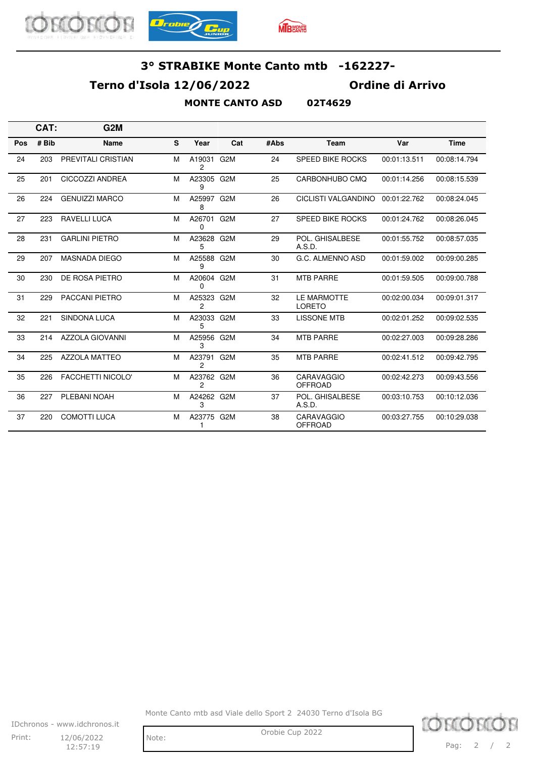# 3° STRABIKE Monte Canto mtb -162227-

## Terno d'Isola 12/06/2022 Ordine di Arrivo

**MONTE CANTO ASD 02T4629**

**CAT: G2M**

| Pos | # Bib | Name | S | Year | Cat | #Abs | Team | Var | Time |
|---|---|---|---|---|---|---|---|---|---|
| 24 | 203 | PREVITALI CRISTIAN | M | A190312 | G2M | 24 | SPEED BIKE ROCKS | 00:01:13.511 | 00:08:14.794 |
| 25 | 201 | CICCOZZI ANDREA | M | A233059 | G2M | 25 | CARBONHUBO CMQ | 00:01:14.256 | 00:08:15.539 |
| 26 | 224 | GENUIZZI MARCO | M | A259978 | G2M | 26 | CICLISTI VALGANDINO | 00:01:22.762 | 00:08:24.045 |
| 27 | 223 | RAVELLI LUCA | M | A267010 | G2M | 27 | SPEED BIKE ROCKS | 00:01:24.762 | 00:08:26.045 |
| 28 | 231 | GARLINI PIETRO | M | A236285 | G2M | 29 | POL. GHISALBESE A.S.D. | 00:01:55.752 | 00:08:57.035 |
| 29 | 207 | MASNADA DIEGO | M | A255889 | G2M | 30 | G.C. ALMENNO ASD | 00:01:59.002 | 00:09:00.285 |
| 30 | 230 | DE ROSA PIETRO | M | A206040 | G2M | 31 | MTB PARRE | 00:01:59.505 | 00:09:00.788 |
| 31 | 229 | PACCANI PIETRO | M | A253232 | G2M | 32 | LE MARMOTTE LORETO | 00:02:00.034 | 00:09:01.317 |
| 32 | 221 | SINDONA LUCA | M | A230335 | G2M | 33 | LISSONE MTB | 00:02:01.252 | 00:09:02.535 |
| 33 | 214 | AZZOLA GIOVANNI | M | A259563 | G2M | 34 | MTB PARRE | 00:02:27.003 | 00:09:28.286 |
| 34 | 225 | AZZOLA MATTEO | M | A237912 | G2M | 35 | MTB PARRE | 00:02:41.512 | 00:09:42.795 |
| 35 | 226 | FACCHETTI NICOLO' | M | A237622 | G2M | 36 | CARAVAGGIO OFFROAD | 00:02:42.273 | 00:09:43.556 |
| 36 | 227 | PLEBANI NOAH | M | A242623 | G2M | 37 | POL. GHISALBESE A.S.D. | 00:03:10.753 | 00:10:12.036 |
| 37 | 220 | COMOTTI LUCA | M | A237751 | G2M | 38 | CARAVAGGIO OFFROAD | 00:03:27.755 | 00:10:29.038 |

Monte Canto mtb asd Viale dello Sport 2 24030 Terno d'Isola BG

IDchronos - www.idchronos.it

Print: 12/06/2022 12:57:19

Note:

Orobie Cup 2022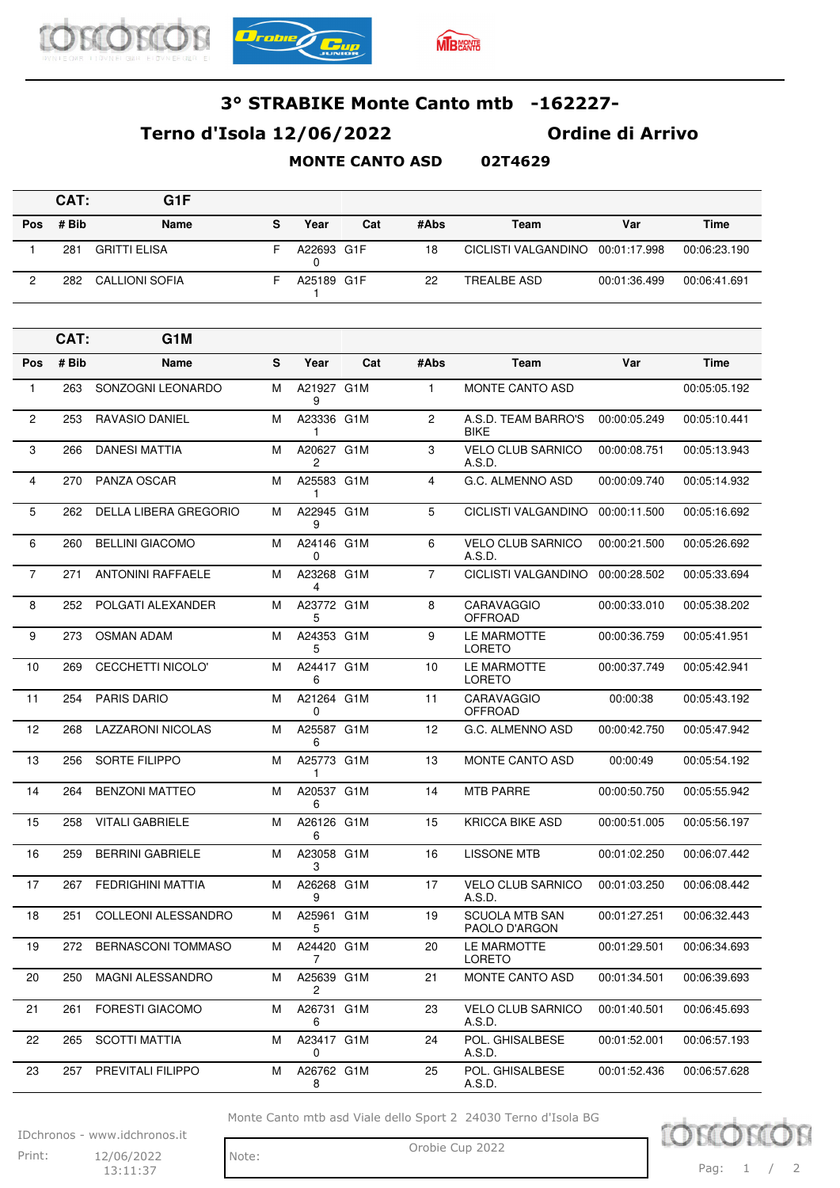# 3° STRABIKE Monte Canto mtb -162227-

## Terno d'Isola 12/06/2022 Ordine di Arrivo

**MONTE CANTO ASD 02T4629**

### CAT: G1F

| Pos | # Bib | Name | S | Year | Cat | #Abs | Team | Var | Time |
|---|---|---|---|---|---|---|---|---|---|
| 1 | 281 | GRITTI ELISA | F | A226930 | G1F | 18 | CICLISTI VALGANDINO | 00:01:17.998 | 00:06:23.190 |
| 2 | 282 | CALLIONI SOFIA | F | A251891 | G1F | 22 | TREALBE ASD | 00:01:36.499 | 00:06:41.691 |

### CAT: G1M

| Pos | # Bib | Name | S | Year | Cat | #Abs | Team | Var | Time |
|---|---|---|---|---|---|---|---|---|---|
| 1 | 263 | SONZOGNI LEONARDO | M | A219279 | G1M | 1 | MONTE CANTO ASD | | 00:05:05.192 |
| 2 | 253 | RAVASIO DANIEL | M | A233361 | G1M | 2 | A.S.D. TEAM BARRO'S BIKE | 00:00:05.249 | 00:05:10.441 |
| 3 | 266 | DANESI MATTIA | M | A206272 | G1M | 3 | VELO CLUB SARNICO A.S.D. | 00:00:08.751 | 00:05:13.943 |
| 4 | 270 | PANZA OSCAR | M | A255831 | G1M | 4 | G.C. ALMENNO ASD | 00:00:09.740 | 00:05:14.932 |
| 5 | 262 | DELLA LIBERA GREGORIO | M | A229459 | G1M | 5 | CICLISTI VALGANDINO | 00:00:11.500 | 00:05:16.692 |
| 6 | 260 | BELLINI GIACOMO | M | A241460 | G1M | 6 | VELO CLUB SARNICO A.S.D. | 00:00:21.500 | 00:05:26.692 |
| 7 | 271 | ANTONINI RAFFAELE | M | A232684 | G1M | 7 | CICLISTI VALGANDINO | 00:00:28.502 | 00:05:33.694 |
| 8 | 252 | POLGATI ALEXANDER | M | A237725 | G1M | 8 | CARAVAGGIO OFFROAD | 00:00:33.010 | 00:05:38.202 |
| 9 | 273 | OSMAN ADAM | M | A243535 | G1M | 9 | LE MARMOTTE LORETO | 00:00:36.759 | 00:05:41.951 |
| 10 | 269 | CECCHETTI NICOLO' | M | A244176 | G1M | 10 | LE MARMOTTE LORETO | 00:00:37.749 | 00:05:42.941 |
| 11 | 254 | PARIS DARIO | M | A212640 | G1M | 11 | CARAVAGGIO OFFROAD | 00:00:38 | 00:05:43.192 |
| 12 | 268 | LAZZARONI NICOLAS | M | A255876 | G1M | 12 | G.C. ALMENNO ASD | 00:00:42.750 | 00:05:47.942 |
| 13 | 256 | SORTE FILIPPO | M | A257731 | G1M | 13 | MONTE CANTO ASD | 00:00:49 | 00:05:54.192 |
| 14 | 264 | BENZONI MATTEO | M | A205376 | G1M | 14 | MTB PARRE | 00:00:50.750 | 00:05:55.942 |
| 15 | 258 | VITALI GABRIELE | M | A261266 | G1M | 15 | KRICCA BIKE ASD | 00:00:51.005 | 00:05:56.197 |
| 16 | 259 | BERRINI GABRIELE | M | A230583 | G1M | 16 | LISSONE MTB | 00:01:02.250 | 00:06:07.442 |
| 17 | 267 | FEDRIGHINI MATTIA | M | A262689 | G1M | 17 | VELO CLUB SARNICO A.S.D. | 00:01:03.250 | 00:06:08.442 |
| 18 | 251 | COLLEONI ALESSANDRO | M | A259615 | G1M | 19 | SCUOLA MTB SAN PAOLO D'ARGON | 00:01:27.251 | 00:06:32.443 |
| 19 | 272 | BERNASCONI TOMMASO | M | A244207 | G1M | 20 | LE MARMOTTE LORETO | 00:01:29.501 | 00:06:34.693 |
| 20 | 250 | MAGNI ALESSANDRO | M | A256392 | G1M | 21 | MONTE CANTO ASD | 00:01:34.501 | 00:06:39.693 |
| 21 | 261 | FORESTI GIACOMO | M | A267316 | G1M | 23 | VELO CLUB SARNICO A.S.D. | 00:01:40.501 | 00:06:45.693 |
| 22 | 265 | SCOTTI MATTIA | M | A234170 | G1M | 24 | POL. GHISALBESE A.S.D. | 00:01:52.001 | 00:06:57.193 |
| 23 | 257 | PREVITALI FILIPPO | M | A267628 | G1M | 25 | POL. GHISALBESE A.S.D. | 00:01:52.436 | 00:06:57.628 |

Monte Canto mtb asd Viale dello Sport 2 24030 Terno d'Isola BG

IDchronos - www.idchronos.it

Print: 12/06/2022 13:11:37

Note:

Orobie Cup 2022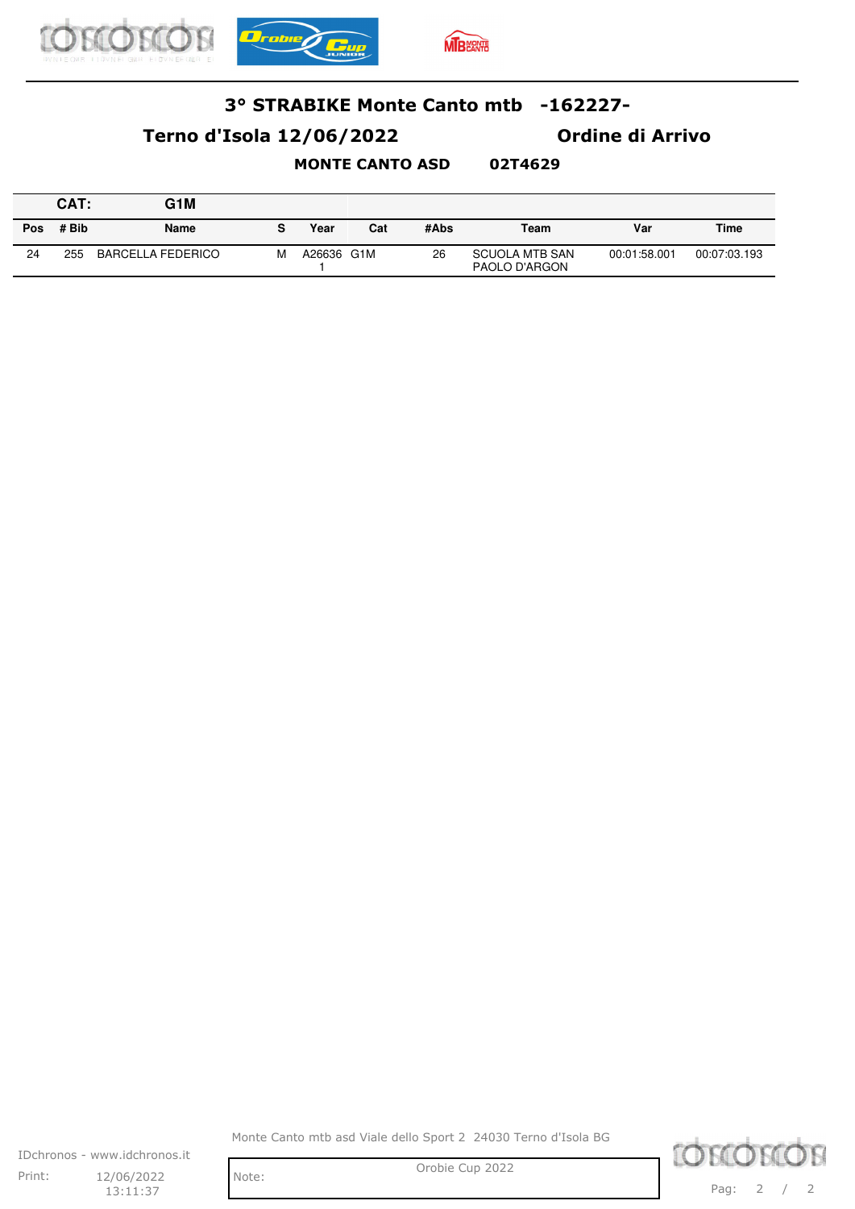# 3° STRABIKE Monte Canto mtb -162227-

## Terno d'Isola 12/06/2022 Ordine di Arrivo

**MONTE CANTO ASD 02T4629**

| CAT: | G1M | | | | | | | | |
|---|---|---|---|---|---|---|---|---|---|
| Pos | # Bib | Name | S | Year | Cat | #Abs | Team | Var | Time |
| 24 | 255 | BARCELLA FEDERICO | M | A266361 | G1M | 26 | SCUOLA MTB SAN PAOLO D'ARGON | 00:01:58.001 | 00:07:03.193 |

Monte Canto mtb asd Viale dello Sport 2 24030 Terno d'Isola BG

IDchronos - www.idchronos.it

Print: 12/06/2022 13:11:37

Note: Orobie Cup 2022